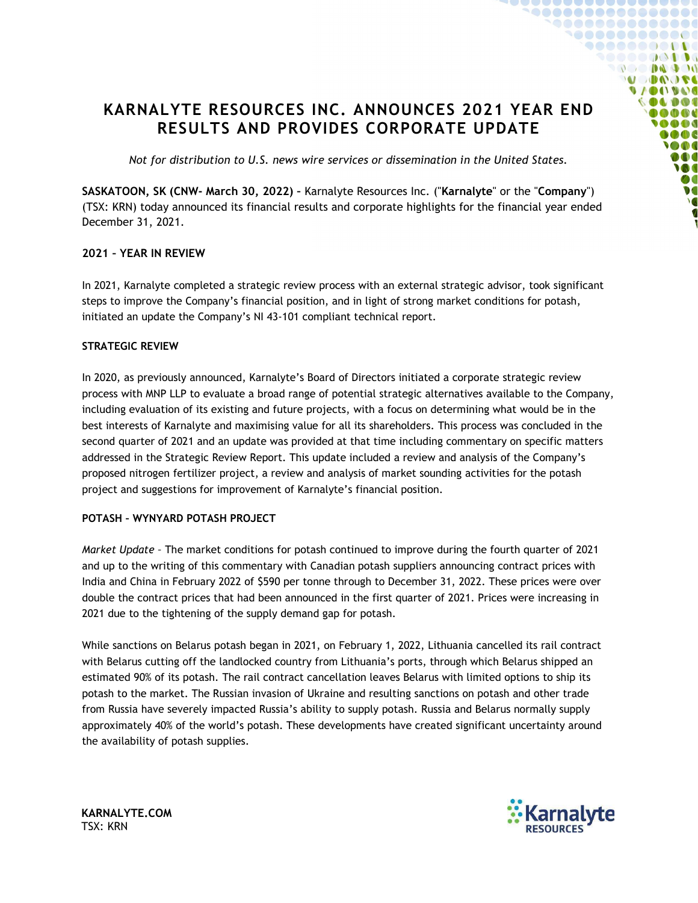# KARNALYTE RESOURCES INC. ANNOUNCES 2021 YEAR END RESULTS AND PROVIDES CORPORATE UPDATE

*Not for distribution to U.S. news wire services or dissemination in the United States.*

**SASKATOON, SK (CNW- March 30, 2022)** – Karnalyte Resources Inc. ("**Karnalyte**" or the "**Company**") (TSX: KRN) today announced its financial results and corporate highlights for the financial year ended December 31, 2021.

**2021 – YEAR IN REVIEW**

In 2021, Karnalyte completed a strategic review process with an external strategic advisor, took significant steps to improve the Company's financial position, and in light of strong market conditions for potash, initiated an update the Company's NI 43-101 compliant technical report.

**STRATEGIC REVIEW**

In 2020, as previously announced, Karnalyte's Board of Directors initiated a corporate strategic review process with MNP LLP to evaluate a broad range of potential strategic alternatives available to the Company, including evaluation of its existing and future projects, with a focus on determining what would be in the best interests of Karnalyte and maximising value for all its shareholders. This process was concluded in the second quarter of 2021 and an update was provided at that time including commentary on specific matters addressed in the Strategic Review Report. This update included a review and analysis of the Company's proposed nitrogen fertilizer project, a review and analysis of market sounding activities for the potash project and suggestions for improvement of Karnalyte's financial position.

**POTASH – WYNYARD POTASH PROJECT**

*Market Update* – The market conditions for potash continued to improve during the fourth quarter of 2021 and up to the writing of this commentary with Canadian potash suppliers announcing contract prices with India and China in February 2022 of $590 per tonne through to December 31, 2022. These prices were over double the contract prices that had been announced in the first quarter of 2021. Prices were increasing in 2021 due to the tightening of the supply demand gap for potash.

While sanctions on Belarus potash began in 2021, on February 1, 2022, Lithuania cancelled its rail contract with Belarus cutting off the landlocked country from Lithuania's ports, through which Belarus shipped an estimated 90% of its potash. The rail contract cancellation leaves Belarus with limited options to ship its potash to the market. The Russian invasion of Ukraine and resulting sanctions on potash and other trade from Russia have severely impacted Russia's ability to supply potash. Russia and Belarus normally supply approximately 40% of the world's potash. These developments have created significant uncertainty around the availability of potash supplies.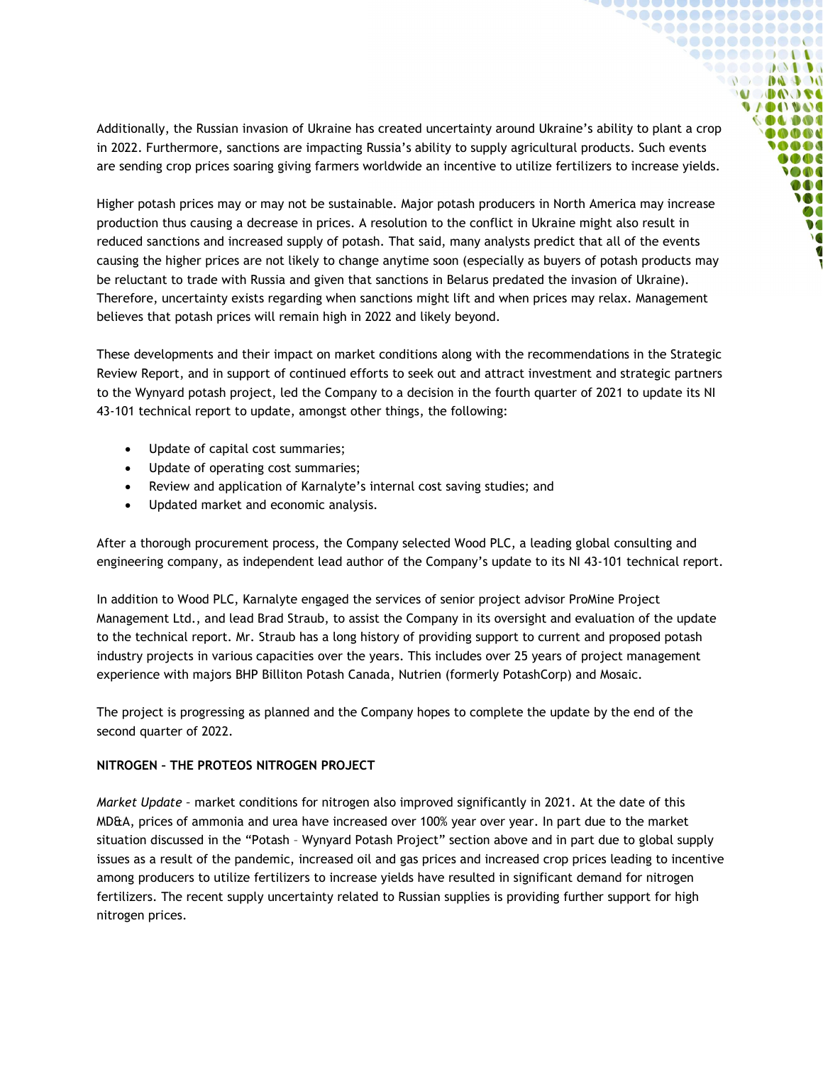Additionally, the Russian invasion of Ukraine has created uncertainty around Ukraine's ability to plant a crop in 2022. Furthermore, sanctions are impacting Russia's ability to supply agricultural products. Such events are sending crop prices soaring giving farmers worldwide an incentive to utilize fertilizers to increase yields.

Higher potash prices may or may not be sustainable. Major potash producers in North America may increase production thus causing a decrease in prices. A resolution to the conflict in Ukraine might also result in reduced sanctions and increased supply of potash. That said, many analysts predict that all of the events causing the higher prices are not likely to change anytime soon (especially as buyers of potash products may be reluctant to trade with Russia and given that sanctions in Belarus predated the invasion of Ukraine). Therefore, uncertainty exists regarding when sanctions might lift and when prices may relax. Management believes that potash prices will remain high in 2022 and likely beyond.

These developments and their impact on market conditions along with the recommendations in the Strategic Review Report, and in support of continued efforts to seek out and attract investment and strategic partners to the Wynyard potash project, led the Company to a decision in the fourth quarter of 2021 to update its NI 43-101 technical report to update, amongst other things, the following:

- Update of capital cost summaries;
- Update of operating cost summaries;
- Review and application of Karnalyte's internal cost saving studies; and
- Updated market and economic analysis.

After a thorough procurement process, the Company selected Wood PLC, a leading global consulting and engineering company, as independent lead author of the Company's update to its NI 43-101 technical report.

In addition to Wood PLC, Karnalyte engaged the services of senior project advisor ProMine Project Management Ltd., and lead Brad Straub, to assist the Company in its oversight and evaluation of the update to the technical report. Mr. Straub has a long history of providing support to current and proposed potash industry projects in various capacities over the years. This includes over 25 years of project management experience with majors BHP Billiton Potash Canada, Nutrien (formerly PotashCorp) and Mosaic.

The project is progressing as planned and the Company hopes to complete the update by the end of the second quarter of 2022.

**NITROGEN – THE PROTEOS NITROGEN PROJECT**

*Market Update* – market conditions for nitrogen also improved significantly in 2021. At the date of this MD&A, prices of ammonia and urea have increased over 100% year over year. In part due to the market situation discussed in the "Potash – Wynyard Potash Project" section above and in part due to global supply issues as a result of the pandemic, increased oil and gas prices and increased crop prices leading to incentive among producers to utilize fertilizers to increase yields have resulted in significant demand for nitrogen fertilizers. The recent supply uncertainty related to Russian supplies is providing further support for high nitrogen prices.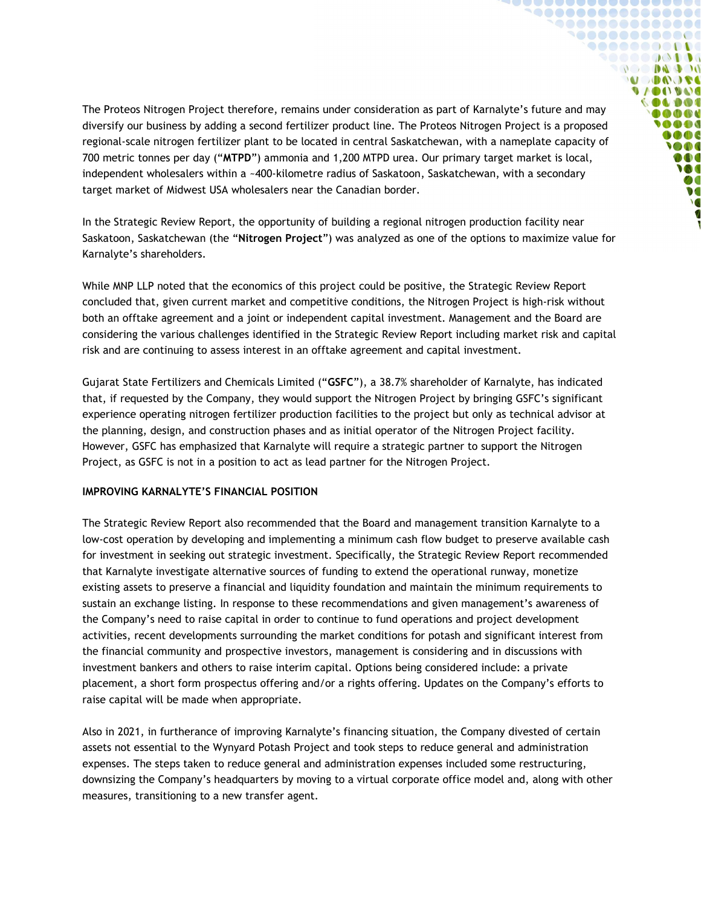The Proteos Nitrogen Project therefore, remains under consideration as part of Karnalyte's future and may diversify our business by adding a second fertilizer product line. The Proteos Nitrogen Project is a proposed regional-scale nitrogen fertilizer plant to be located in central Saskatchewan, with a nameplate capacity of 700 metric tonnes per day ("**MTPD**") ammonia and 1,200 MTPD urea. Our primary target market is local, independent wholesalers within a ~400-kilometre radius of Saskatoon, Saskatchewan, with a secondary target market of Midwest USA wholesalers near the Canadian border.

In the Strategic Review Report, the opportunity of building a regional nitrogen production facility near Saskatoon, Saskatchewan (the "**Nitrogen Project**") was analyzed as one of the options to maximize value for Karnalyte's shareholders.

While MNP LLP noted that the economics of this project could be positive, the Strategic Review Report concluded that, given current market and competitive conditions, the Nitrogen Project is high-risk without both an offtake agreement and a joint or independent capital investment. Management and the Board are considering the various challenges identified in the Strategic Review Report including market risk and capital risk and are continuing to assess interest in an offtake agreement and capital investment.

Gujarat State Fertilizers and Chemicals Limited ("**GSFC**"), a 38.7% shareholder of Karnalyte, has indicated that, if requested by the Company, they would support the Nitrogen Project by bringing GSFC's significant experience operating nitrogen fertilizer production facilities to the project but only as technical advisor at the planning, design, and construction phases and as initial operator of the Nitrogen Project facility. However, GSFC has emphasized that Karnalyte will require a strategic partner to support the Nitrogen Project, as GSFC is not in a position to act as lead partner for the Nitrogen Project.

**IMPROVING KARNALYTE'S FINANCIAL POSITION**

The Strategic Review Report also recommended that the Board and management transition Karnalyte to a low-cost operation by developing and implementing a minimum cash flow budget to preserve available cash for investment in seeking out strategic investment. Specifically, the Strategic Review Report recommended that Karnalyte investigate alternative sources of funding to extend the operational runway, monetize existing assets to preserve a financial and liquidity foundation and maintain the minimum requirements to sustain an exchange listing. In response to these recommendations and given management's awareness of the Company's need to raise capital in order to continue to fund operations and project development activities, recent developments surrounding the market conditions for potash and significant interest from the financial community and prospective investors, management is considering and in discussions with investment bankers and others to raise interim capital. Options being considered include: a private placement, a short form prospectus offering and/or a rights offering. Updates on the Company's efforts to raise capital will be made when appropriate.

Also in 2021, in furtherance of improving Karnalyte's financing situation, the Company divested of certain assets not essential to the Wynyard Potash Project and took steps to reduce general and administration expenses. The steps taken to reduce general and administration expenses included some restructuring, downsizing the Company's headquarters by moving to a virtual corporate office model and, along with other measures, transitioning to a new transfer agent.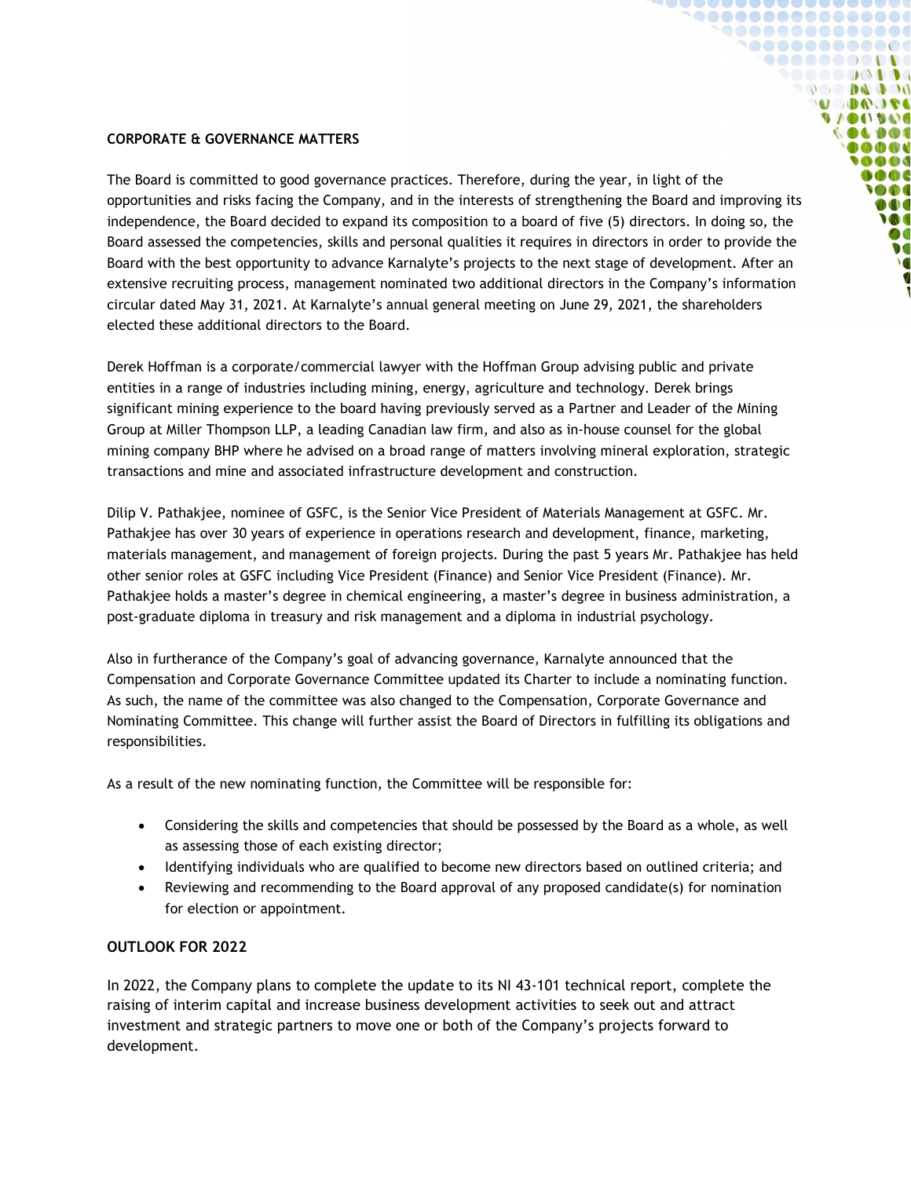## CORPORATE & GOVERNANCE MATTERS

The Board is committed to good governance practices. Therefore, during the year, in light of the opportunities and risks facing the Company, and in the interests of strengthening the Board and improving its independence, the Board decided to expand its composition to a board of five (5) directors. In doing so, the Board assessed the competencies, skills and personal qualities it requires in directors in order to provide the Board with the best opportunity to advance Karnalyte's projects to the next stage of development. After an extensive recruiting process, management nominated two additional directors in the Company's information circular dated May 31, 2021. At Karnalyte's annual general meeting on June 29, 2021, the shareholders elected these additional directors to the Board.

Derek Hoffman is a corporate/commercial lawyer with the Hoffman Group advising public and private entities in a range of industries including mining, energy, agriculture and technology. Derek brings significant mining experience to the board having previously served as a Partner and Leader of the Mining Group at Miller Thompson LLP, a leading Canadian law firm, and also as in-house counsel for the global mining company BHP where he advised on a broad range of matters involving mineral exploration, strategic transactions and mine and associated infrastructure development and construction.

Dilip V. Pathakjee, nominee of GSFC, is the Senior Vice President of Materials Management at GSFC. Mr. Pathakjee has over 30 years of experience in operations research and development, finance, marketing, materials management, and management of foreign projects. During the past 5 years Mr. Pathakjee has held other senior roles at GSFC including Vice President (Finance) and Senior Vice President (Finance). Mr. Pathakjee holds a master's degree in chemical engineering, a master's degree in business administration, a post-graduate diploma in treasury and risk management and a diploma in industrial psychology.

Also in furtherance of the Company's goal of advancing governance, Karnalyte announced that the Compensation and Corporate Governance Committee updated its Charter to include a nominating function. As such, the name of the committee was also changed to the Compensation, Corporate Governance and Nominating Committee. This change will further assist the Board of Directors in fulfilling its obligations and responsibilities.

As a result of the new nominating function, the Committee will be responsible for:

- Considering the skills and competencies that should be possessed by the Board as a whole, as well as assessing those of each existing director;
- Identifying individuals who are qualified to become new directors based on outlined criteria; and
- Reviewing and recommending to the Board approval of any proposed candidate(s) for nomination for election or appointment.

## OUTLOOK FOR 2022

In 2022, the Company plans to complete the update to its NI 43-101 technical report, complete the raising of interim capital and increase business development activities to seek out and attract investment and strategic partners to move one or both of the Company's projects forward to development.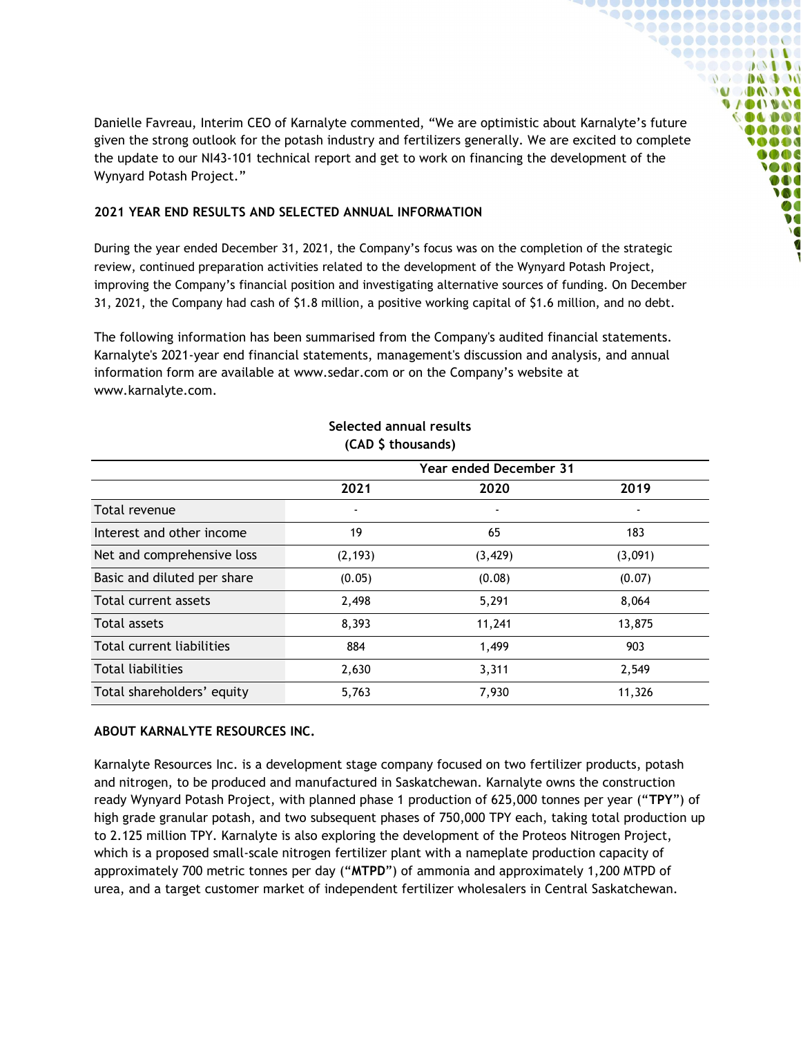Danielle Favreau, Interim CEO of Karnalyte commented, “We are optimistic about Karnalyte’s future given the strong outlook for the potash industry and fertilizers generally. We are excited to complete the update to our NI43-101 technical report and get to work on financing the development of the Wynyard Potash Project.”

**2021 YEAR END RESULTS AND SELECTED ANNUAL INFORMATION**

During the year ended December 31, 2021, the Company’s focus was on the completion of the strategic review, continued preparation activities related to the development of the Wynyard Potash Project, improving the Company’s financial position and investigating alternative sources of funding. On December 31, 2021, the Company had cash of $1.8 million, a positive working capital of $1.6 million, and no debt.

The following information has been summarised from the Company's audited financial statements. Karnalyte's 2021-year end financial statements, management's discussion and analysis, and annual information form are available at www.sedar.com or on the Company’s website at www.karnalyte.com.

**Selected annual results**
**(CAD $ thousands)**

| | Year ended December 31 | | |
|---|---|---|---|
| | **2021** | **2020** | **2019** |
| Total revenue | - | - | - |
| Interest and other income | 19 | 65 | 183 |
| Net and comprehensive loss | (2,193) | (3,429) | (3,091) |
| Basic and diluted per share | (0.05) | (0.08) | (0.07) |
| Total current assets | 2,498 | 5,291 | 8,064 |
| Total assets | 8,393 | 11,241 | 13,875 |
| Total current liabilities | 884 | 1,499 | 903 |
| Total liabilities | 2,630 | 3,311 | 2,549 |
| Total shareholders’ equity | 5,763 | 7,930 | 11,326 |

**ABOUT KARNALYTE RESOURCES INC.**

Karnalyte Resources Inc. is a development stage company focused on two fertilizer products, potash and nitrogen, to be produced and manufactured in Saskatchewan. Karnalyte owns the construction ready Wynyard Potash Project, with planned phase 1 production of 625,000 tonnes per year (“**TPY**”) of high grade granular potash, and two subsequent phases of 750,000 TPY each, taking total production up to 2.125 million TPY. Karnalyte is also exploring the development of the Proteos Nitrogen Project, which is a proposed small-scale nitrogen fertilizer plant with a nameplate production capacity of approximately 700 metric tonnes per day (“**MTPD**”) of ammonia and approximately 1,200 MTPD of urea, and a target customer market of independent fertilizer wholesalers in Central Saskatchewan.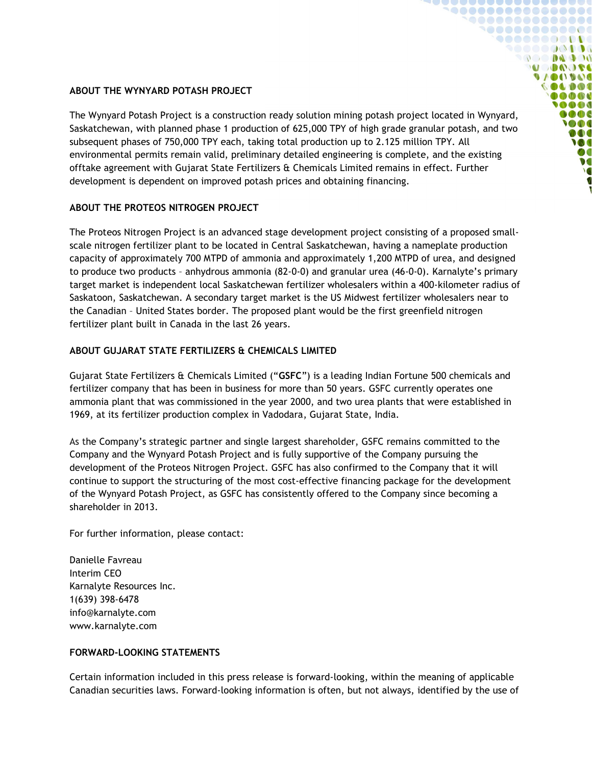## ABOUT THE WYNYARD POTASH PROJECT

The Wynyard Potash Project is a construction ready solution mining potash project located in Wynyard, Saskatchewan, with planned phase 1 production of 625,000 TPY of high grade granular potash, and two subsequent phases of 750,000 TPY each, taking total production up to 2.125 million TPY. All environmental permits remain valid, preliminary detailed engineering is complete, and the existing offtake agreement with Gujarat State Fertilizers & Chemicals Limited remains in effect. Further development is dependent on improved potash prices and obtaining financing.

## ABOUT THE PROTEOS NITROGEN PROJECT

The Proteos Nitrogen Project is an advanced stage development project consisting of a proposed small-scale nitrogen fertilizer plant to be located in Central Saskatchewan, having a nameplate production capacity of approximately 700 MTPD of ammonia and approximately 1,200 MTPD of urea, and designed to produce two products – anhydrous ammonia (82-0-0) and granular urea (46-0-0). Karnalyte's primary target market is independent local Saskatchewan fertilizer wholesalers within a 400-kilometer radius of Saskatoon, Saskatchewan. A secondary target market is the US Midwest fertilizer wholesalers near to the Canadian – United States border. The proposed plant would be the first greenfield nitrogen fertilizer plant built in Canada in the last 26 years.

## ABOUT GUJARAT STATE FERTILIZERS & CHEMICALS LIMITED

Gujarat State Fertilizers & Chemicals Limited ("**GSFC**") is a leading Indian Fortune 500 chemicals and fertilizer company that has been in business for more than 50 years. GSFC currently operates one ammonia plant that was commissioned in the year 2000, and two urea plants that were established in 1969, at its fertilizer production complex in Vadodara, Gujarat State, India.

As the Company's strategic partner and single largest shareholder, GSFC remains committed to the Company and the Wynyard Potash Project and is fully supportive of the Company pursuing the development of the Proteos Nitrogen Project. GSFC has also confirmed to the Company that it will continue to support the structuring of the most cost-effective financing package for the development of the Wynyard Potash Project, as GSFC has consistently offered to the Company since becoming a shareholder in 2013.

For further information, please contact:

Danielle Favreau
Interim CEO
Karnalyte Resources Inc.
1(639) 398-6478
info@karnalyte.com
www.karnalyte.com

## FORWARD-LOOKING STATEMENTS

Certain information included in this press release is forward-looking, within the meaning of applicable Canadian securities laws. Forward-looking information is often, but not always, identified by the use of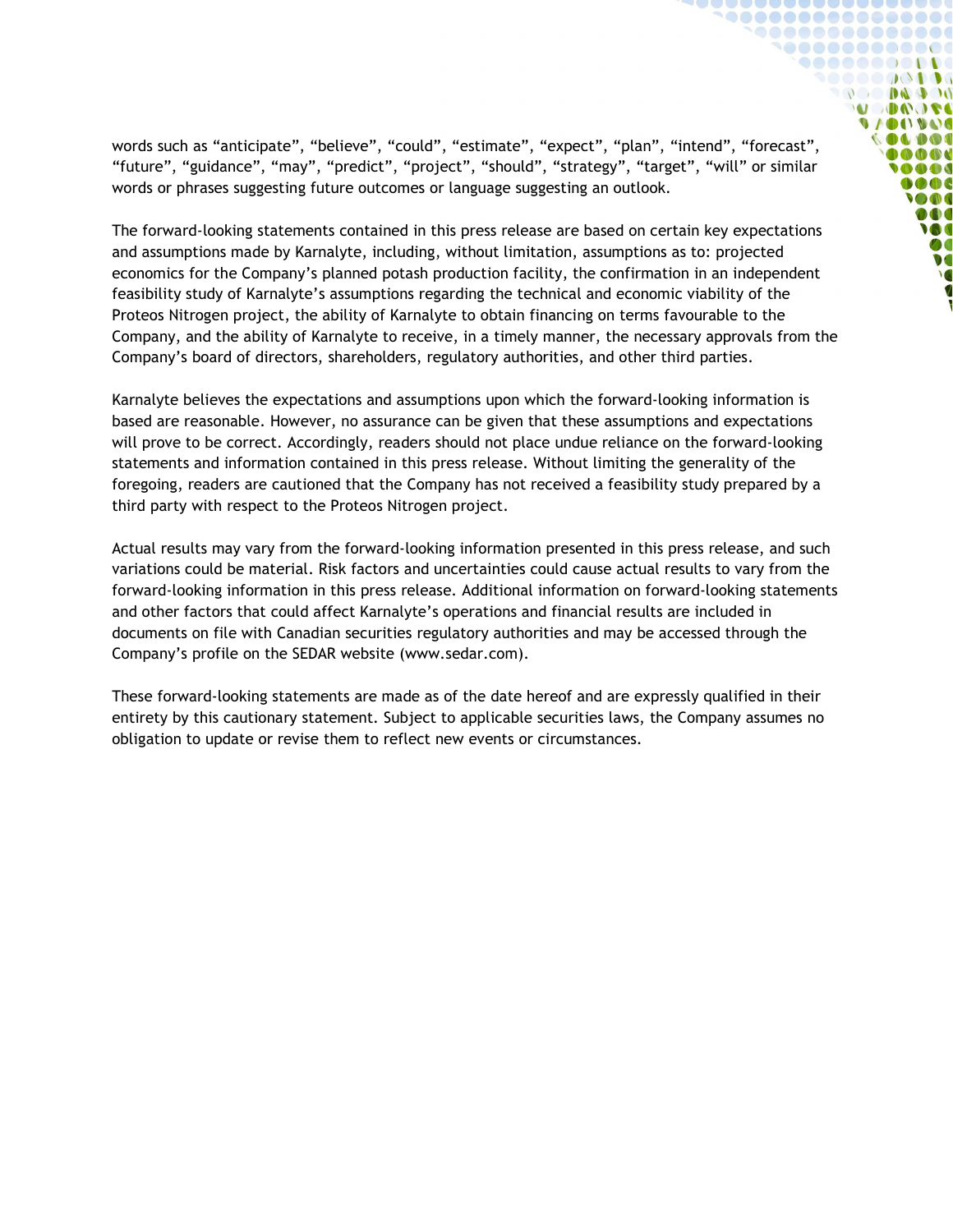words such as “anticipate”, “believe”, “could”, “estimate”, “expect”, “plan”, “intend”, “forecast”, “future”, “guidance”, “may”, “predict”, “project”, “should”, “strategy”, “target”, “will” or similar words or phrases suggesting future outcomes or language suggesting an outlook.

The forward-looking statements contained in this press release are based on certain key expectations and assumptions made by Karnalyte, including, without limitation, assumptions as to: projected economics for the Company’s planned potash production facility, the confirmation in an independent feasibility study of Karnalyte’s assumptions regarding the technical and economic viability of the Proteos Nitrogen project, the ability of Karnalyte to obtain financing on terms favourable to the Company, and the ability of Karnalyte to receive, in a timely manner, the necessary approvals from the Company’s board of directors, shareholders, regulatory authorities, and other third parties.

Karnalyte believes the expectations and assumptions upon which the forward-looking information is based are reasonable. However, no assurance can be given that these assumptions and expectations will prove to be correct. Accordingly, readers should not place undue reliance on the forward-looking statements and information contained in this press release. Without limiting the generality of the foregoing, readers are cautioned that the Company has not received a feasibility study prepared by a third party with respect to the Proteos Nitrogen project.

Actual results may vary from the forward-looking information presented in this press release, and such variations could be material. Risk factors and uncertainties could cause actual results to vary from the forward-looking information in this press release. Additional information on forward-looking statements and other factors that could affect Karnalyte’s operations and financial results are included in documents on file with Canadian securities regulatory authorities and may be accessed through the Company’s profile on the SEDAR website (www.sedar.com).

These forward-looking statements are made as of the date hereof and are expressly qualified in their entirety by this cautionary statement. Subject to applicable securities laws, the Company assumes no obligation to update or revise them to reflect new events or circumstances.